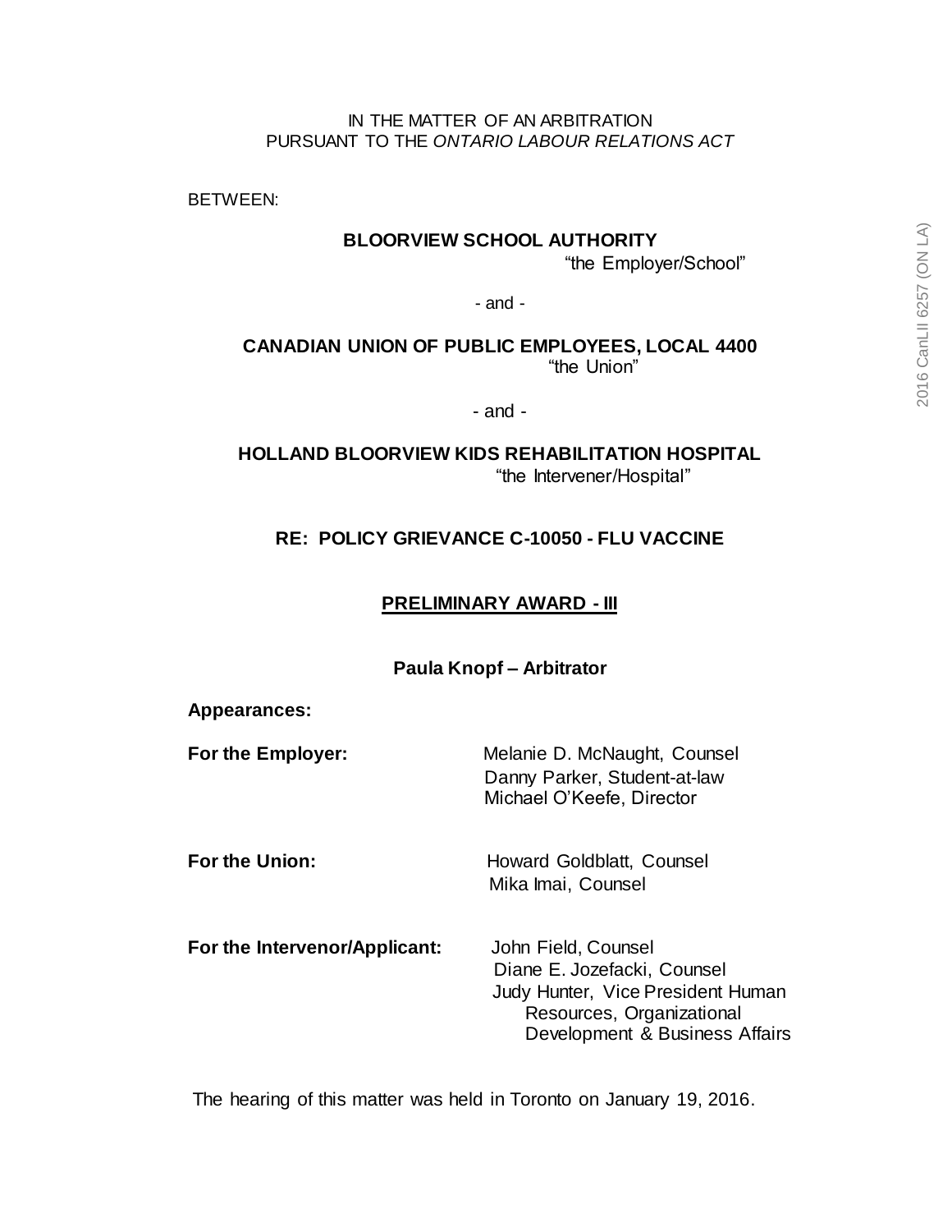IN THE MATTER OF AN ARBITRATION
PURSUANT TO THE *ONTARIO LABOUR RELATIONS ACT*

BETWEEN:

**BLOORVIEW SCHOOL AUTHORITY**
"the Employer/School"

- and -

**CANADIAN UNION OF PUBLIC EMPLOYEES, LOCAL 4400**
"the Union"

- and -

**HOLLAND BLOORVIEW KIDS REHABILITATION HOSPITAL**
"the Intervener/Hospital"

**RE: POLICY GRIEVANCE C-10050 - FLU VACCINE**

**PRELIMINARY AWARD - III**

**Paula Knopf – Arbitrator**

**Appearances:**

**For the Employer:** Melanie D. McNaught, Counsel
Danny Parker, Student-at-law
Michael O'Keefe, Director

**For the Union:** Howard Goldblatt, Counsel
Mika Imai, Counsel

**For the Intervenor/Applicant:** John Field, Counsel
Diane E. Jozefacki, Counsel
Judy Hunter, Vice President Human Resources, Organizational Development & Business Affairs

The hearing of this matter was held in Toronto on January 19, 2016.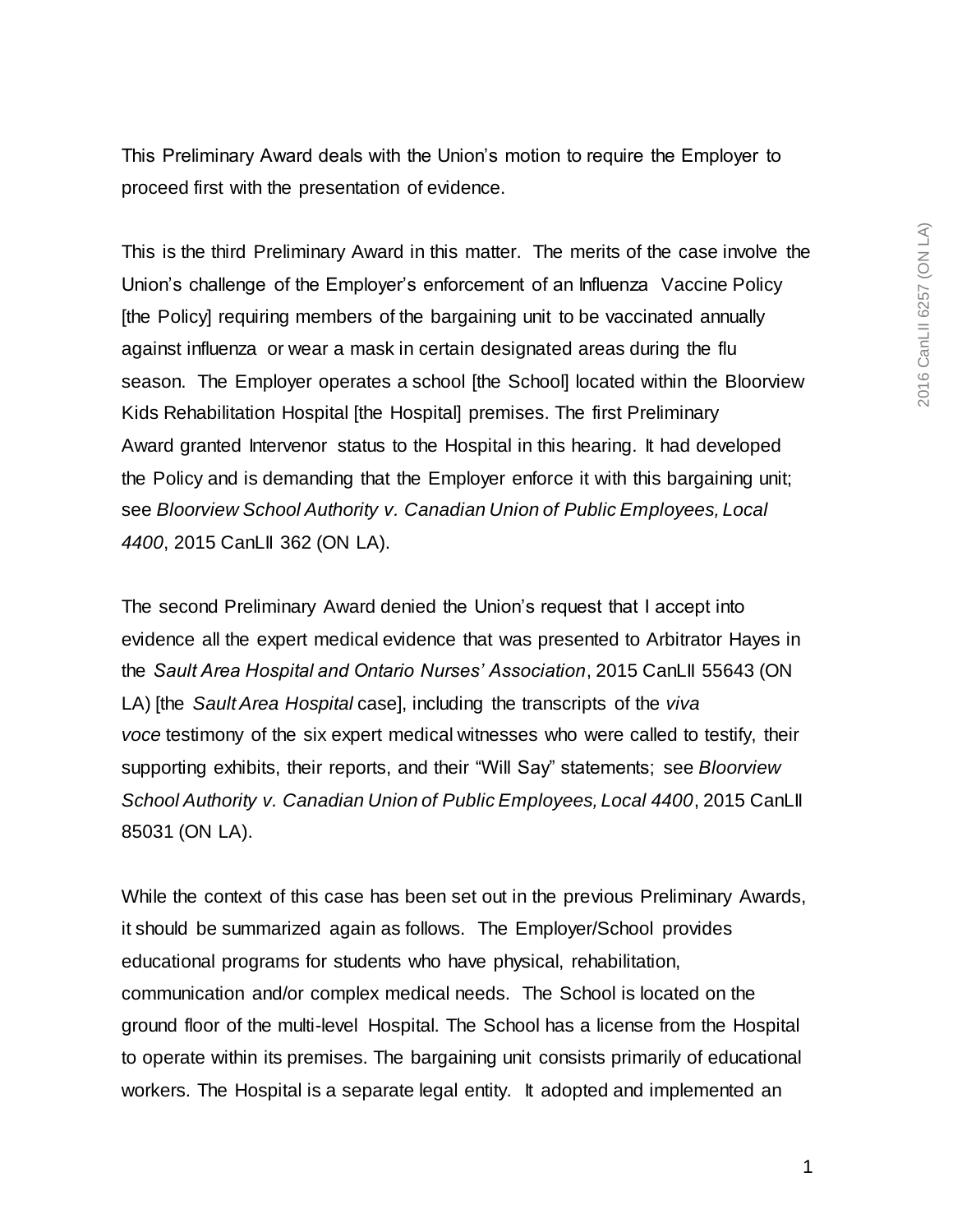This Preliminary Award deals with the Union's motion to require the Employer to proceed first with the presentation of evidence.

This is the third Preliminary Award in this matter. The merits of the case involve the Union's challenge of the Employer's enforcement of an Influenza Vaccine Policy [the Policy] requiring members of the bargaining unit to be vaccinated annually against influenza or wear a mask in certain designated areas during the flu season. The Employer operates a school [the School] located within the Bloorview Kids Rehabilitation Hospital [the Hospital] premises. The first Preliminary Award granted Intervenor status to the Hospital in this hearing. It had developed the Policy and is demanding that the Employer enforce it with this bargaining unit; see *Bloorview School Authority v. Canadian Union of Public Employees, Local 4400*, 2015 CanLII 362 (ON LA).

The second Preliminary Award denied the Union's request that I accept into evidence all the expert medical evidence that was presented to Arbitrator Hayes in the *Sault Area Hospital and Ontario Nurses' Association*, 2015 CanLII 55643 (ON LA) [the *Sault Area Hospital* case], including the transcripts of the *viva voce* testimony of the six expert medical witnesses who were called to testify, their supporting exhibits, their reports, and their "Will Say" statements; see *Bloorview School Authority v. Canadian Union of Public Employees, Local 4400*, 2015 CanLII 85031 (ON LA).

While the context of this case has been set out in the previous Preliminary Awards, it should be summarized again as follows. The Employer/School provides educational programs for students who have physical, rehabilitation, communication and/or complex medical needs. The School is located on the ground floor of the multi-level Hospital. The School has a license from the Hospital to operate within its premises. The bargaining unit consists primarily of educational workers. The Hospital is a separate legal entity. It adopted and implemented an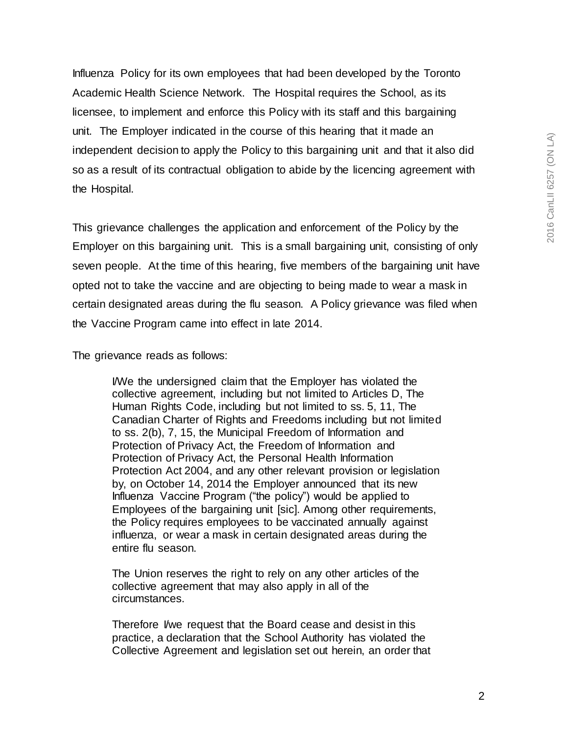Influenza Policy for its own employees that had been developed by the Toronto Academic Health Science Network. The Hospital requires the School, as its licensee, to implement and enforce this Policy with its staff and this bargaining unit. The Employer indicated in the course of this hearing that it made an independent decision to apply the Policy to this bargaining unit and that it also did so as a result of its contractual obligation to abide by the licencing agreement with the Hospital.

This grievance challenges the application and enforcement of the Policy by the Employer on this bargaining unit. This is a small bargaining unit, consisting of only seven people. At the time of this hearing, five members of the bargaining unit have opted not to take the vaccine and are objecting to being made to wear a mask in certain designated areas during the flu season. A Policy grievance was filed when the Vaccine Program came into effect in late 2014.

The grievance reads as follows:

> I/We the undersigned claim that the Employer has violated the collective agreement, including but not limited to Articles D, The Human Rights Code, including but not limited to ss. 5, 11, The Canadian Charter of Rights and Freedoms including but not limited to ss. 2(b), 7, 15, the Municipal Freedom of Information and Protection of Privacy Act, the Freedom of Information and Protection of Privacy Act, the Personal Health Information Protection Act 2004, and any other relevant provision or legislation by, on October 14, 2014 the Employer announced that its new Influenza Vaccine Program ("the policy") would be applied to Employees of the bargaining unit [sic]. Among other requirements, the Policy requires employees to be vaccinated annually against influenza, or wear a mask in certain designated areas during the entire flu season.
>
> The Union reserves the right to rely on any other articles of the collective agreement that may also apply in all of the circumstances.
>
> Therefore I/we request that the Board cease and desist in this practice, a declaration that the School Authority has violated the Collective Agreement and legislation set out herein, an order that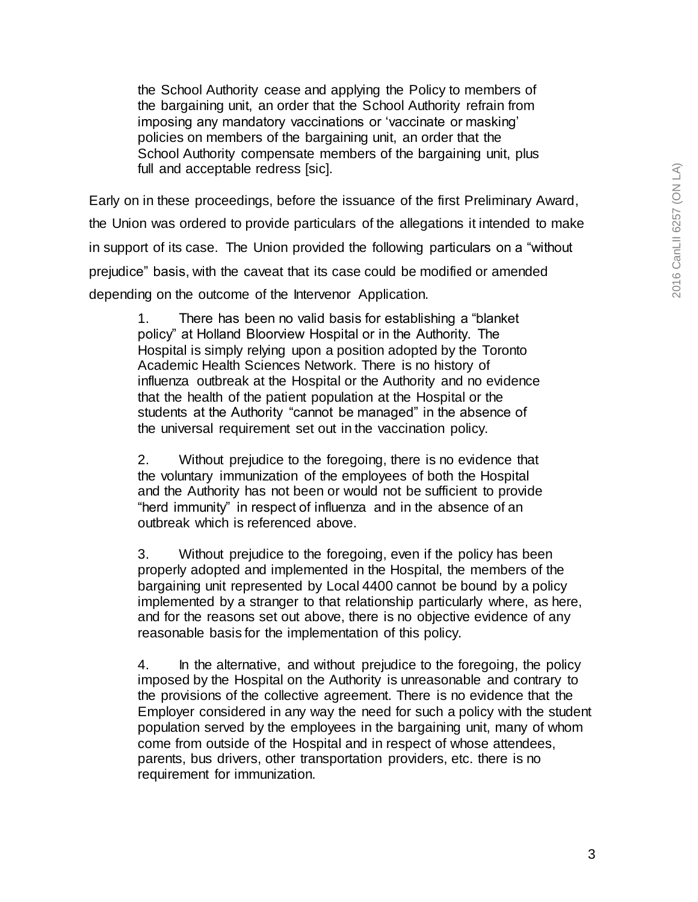> the School Authority cease and applying the Policy to members of the bargaining unit, an order that the School Authority refrain from imposing any mandatory vaccinations or 'vaccinate or masking' policies on members of the bargaining unit, an order that the School Authority compensate members of the bargaining unit, plus full and acceptable redress [sic].

Early on in these proceedings, before the issuance of the first Preliminary Award, the Union was ordered to provide particulars of the allegations it intended to make in support of its case. The Union provided the following particulars on a "without prejudice" basis, with the caveat that its case could be modified or amended depending on the outcome of the Intervenor Application.

> 1. There has been no valid basis for establishing a "blanket policy" at Holland Bloorview Hospital or in the Authority. The Hospital is simply relying upon a position adopted by the Toronto Academic Health Sciences Network. There is no history of influenza outbreak at the Hospital or the Authority and no evidence that the health of the patient population at the Hospital or the students at the Authority "cannot be managed" in the absence of the universal requirement set out in the vaccination policy.
>
> 2. Without prejudice to the foregoing, there is no evidence that the voluntary immunization of the employees of both the Hospital and the Authority has not been or would not be sufficient to provide "herd immunity" in respect of influenza and in the absence of an outbreak which is referenced above.
>
> 3. Without prejudice to the foregoing, even if the policy has been properly adopted and implemented in the Hospital, the members of the bargaining unit represented by Local 4400 cannot be bound by a policy implemented by a stranger to that relationship particularly where, as here, and for the reasons set out above, there is no objective evidence of any reasonable basis for the implementation of this policy.
>
> 4. In the alternative, and without prejudice to the foregoing, the policy imposed by the Hospital on the Authority is unreasonable and contrary to the provisions of the collective agreement. There is no evidence that the Employer considered in any way the need for such a policy with the student population served by the employees in the bargaining unit, many of whom come from outside of the Hospital and in respect of whose attendees, parents, bus drivers, other transportation providers, etc. there is no requirement for immunization.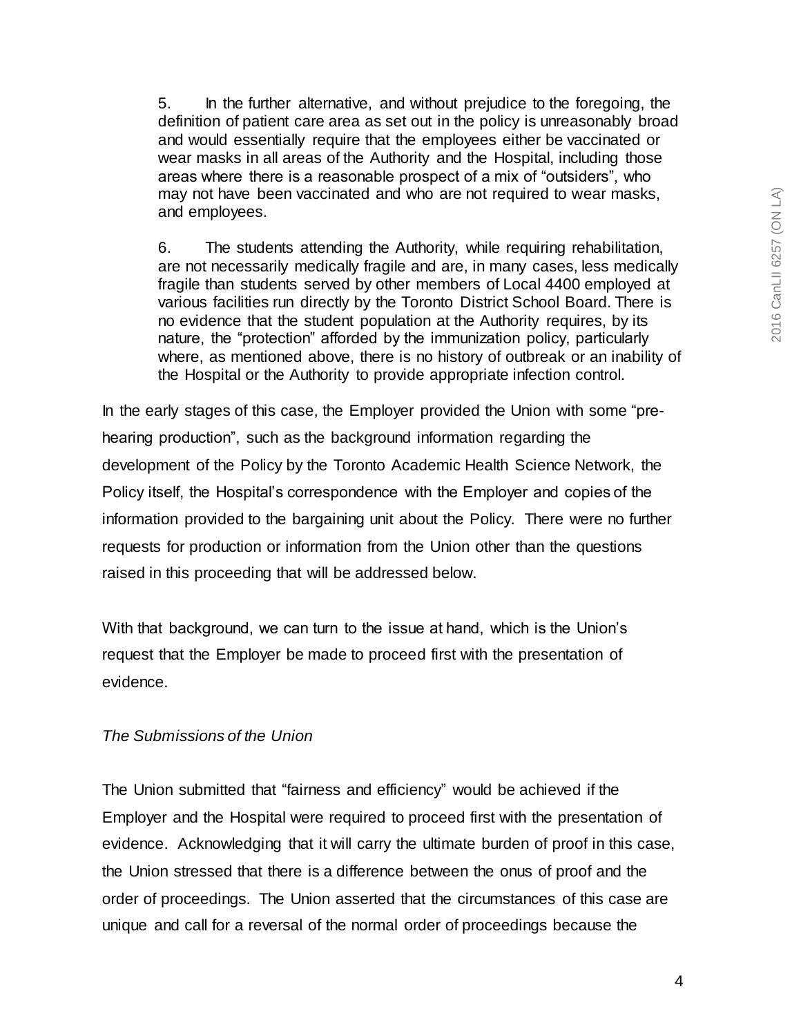5. In the further alternative, and without prejudice to the foregoing, the definition of patient care area as set out in the policy is unreasonably broad and would essentially require that the employees either be vaccinated or wear masks in all areas of the Authority and the Hospital, including those areas where there is a reasonable prospect of a mix of "outsiders", who may not have been vaccinated and who are not required to wear masks, and employees.

6. The students attending the Authority, while requiring rehabilitation, are not necessarily medically fragile and are, in many cases, less medically fragile than students served by other members of Local 4400 employed at various facilities run directly by the Toronto District School Board. There is no evidence that the student population at the Authority requires, by its nature, the "protection" afforded by the immunization policy, particularly where, as mentioned above, there is no history of outbreak or an inability of the Hospital or the Authority to provide appropriate infection control.

In the early stages of this case, the Employer provided the Union with some "pre-hearing production", such as the background information regarding the development of the Policy by the Toronto Academic Health Science Network, the Policy itself, the Hospital's correspondence with the Employer and copies of the information provided to the bargaining unit about the Policy. There were no further requests for production or information from the Union other than the questions raised in this proceeding that will be addressed below.

With that background, we can turn to the issue at hand, which is the Union's request that the Employer be made to proceed first with the presentation of evidence.

*The Submissions of the Union*

The Union submitted that "fairness and efficiency" would be achieved if the Employer and the Hospital were required to proceed first with the presentation of evidence. Acknowledging that it will carry the ultimate burden of proof in this case, the Union stressed that there is a difference between the onus of proof and the order of proceedings. The Union asserted that the circumstances of this case are unique and call for a reversal of the normal order of proceedings because the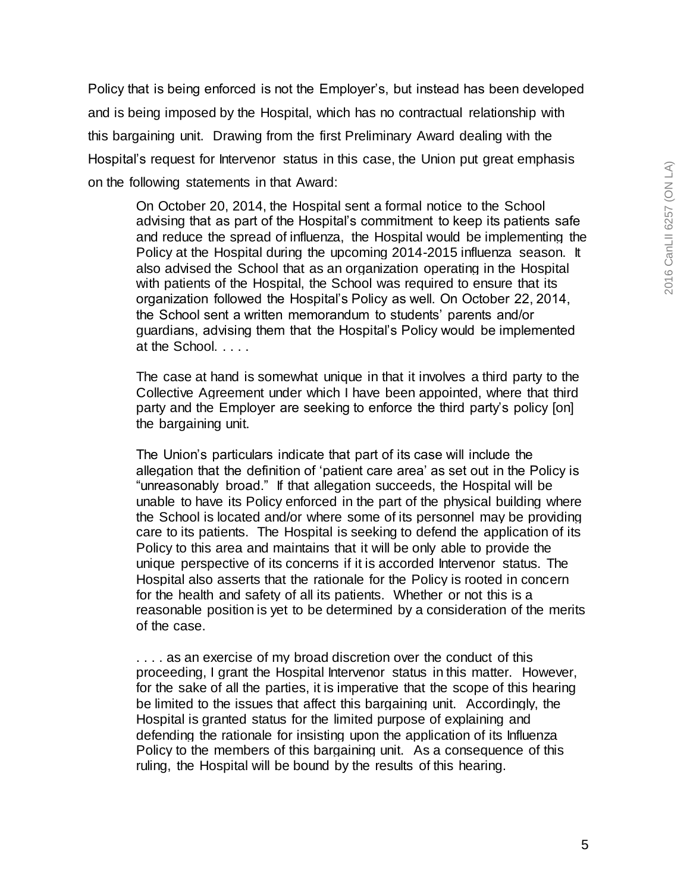Policy that is being enforced is not the Employer's, but instead has been developed and is being imposed by the Hospital, which has no contractual relationship with this bargaining unit. Drawing from the first Preliminary Award dealing with the Hospital's request for Intervenor status in this case, the Union put great emphasis on the following statements in that Award:

> On October 20, 2014, the Hospital sent a formal notice to the School advising that as part of the Hospital's commitment to keep its patients safe and reduce the spread of influenza, the Hospital would be implementing the Policy at the Hospital during the upcoming 2014-2015 influenza season. It also advised the School that as an organization operating in the Hospital with patients of the Hospital, the School was required to ensure that its organization followed the Hospital's Policy as well. On October 22, 2014, the School sent a written memorandum to students' parents and/or guardians, advising them that the Hospital's Policy would be implemented at the School. . . . .
>
> The case at hand is somewhat unique in that it involves a third party to the Collective Agreement under which I have been appointed, where that third party and the Employer are seeking to enforce the third party's policy [on] the bargaining unit.
>
> The Union's particulars indicate that part of its case will include the allegation that the definition of 'patient care area' as set out in the Policy is "unreasonably broad." If that allegation succeeds, the Hospital will be unable to have its Policy enforced in the part of the physical building where the School is located and/or where some of its personnel may be providing care to its patients. The Hospital is seeking to defend the application of its Policy to this area and maintains that it will be only able to provide the unique perspective of its concerns if it is accorded Intervenor status. The Hospital also asserts that the rationale for the Policy is rooted in concern for the health and safety of all its patients. Whether or not this is a reasonable position is yet to be determined by a consideration of the merits of the case.
>
> . . . . as an exercise of my broad discretion over the conduct of this proceeding, I grant the Hospital Intervenor status in this matter. However, for the sake of all the parties, it is imperative that the scope of this hearing be limited to the issues that affect this bargaining unit. Accordingly, the Hospital is granted status for the limited purpose of explaining and defending the rationale for insisting upon the application of its Influenza Policy to the members of this bargaining unit. As a consequence of this ruling, the Hospital will be bound by the results of this hearing.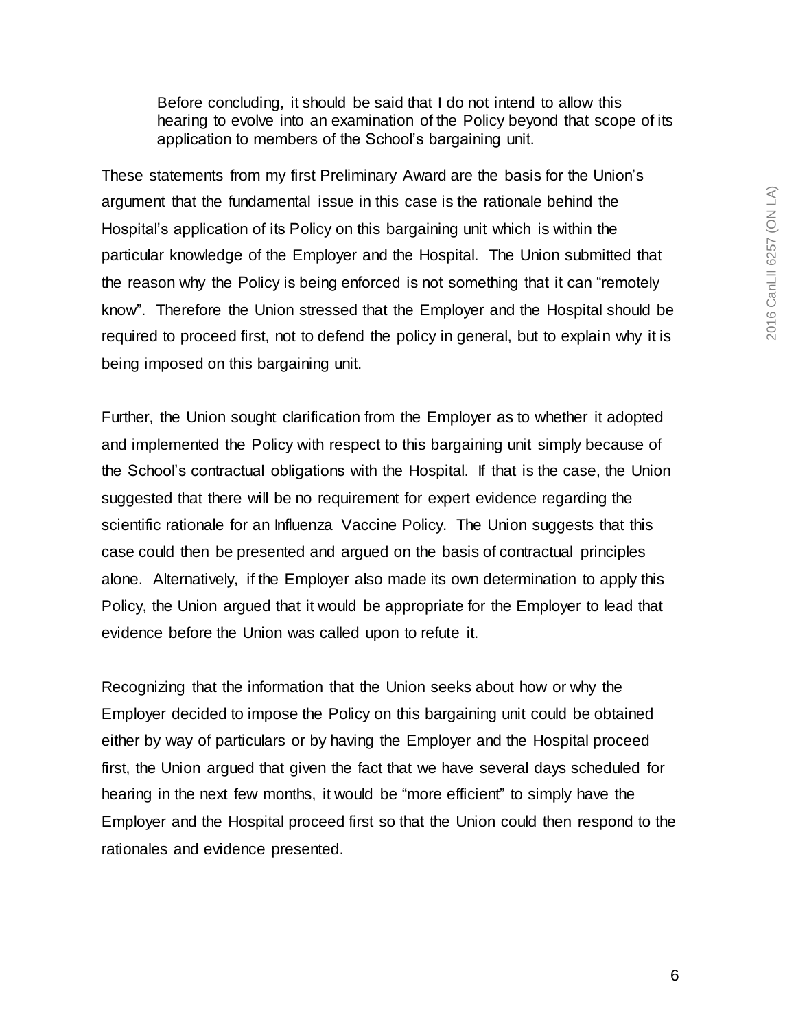> Before concluding, it should be said that I do not intend to allow this hearing to evolve into an examination of the Policy beyond that scope of its application to members of the School's bargaining unit.

These statements from my first Preliminary Award are the basis for the Union's argument that the fundamental issue in this case is the rationale behind the Hospital's application of its Policy on this bargaining unit which is within the particular knowledge of the Employer and the Hospital. The Union submitted that the reason why the Policy is being enforced is not something that it can "remotely know". Therefore the Union stressed that the Employer and the Hospital should be required to proceed first, not to defend the policy in general, but to explain why it is being imposed on this bargaining unit.

Further, the Union sought clarification from the Employer as to whether it adopted and implemented the Policy with respect to this bargaining unit simply because of the School's contractual obligations with the Hospital. If that is the case, the Union suggested that there will be no requirement for expert evidence regarding the scientific rationale for an Influenza Vaccine Policy. The Union suggests that this case could then be presented and argued on the basis of contractual principles alone. Alternatively, if the Employer also made its own determination to apply this Policy, the Union argued that it would be appropriate for the Employer to lead that evidence before the Union was called upon to refute it.

Recognizing that the information that the Union seeks about how or why the Employer decided to impose the Policy on this bargaining unit could be obtained either by way of particulars or by having the Employer and the Hospital proceed first, the Union argued that given the fact that we have several days scheduled for hearing in the next few months, it would be "more efficient" to simply have the Employer and the Hospital proceed first so that the Union could then respond to the rationales and evidence presented.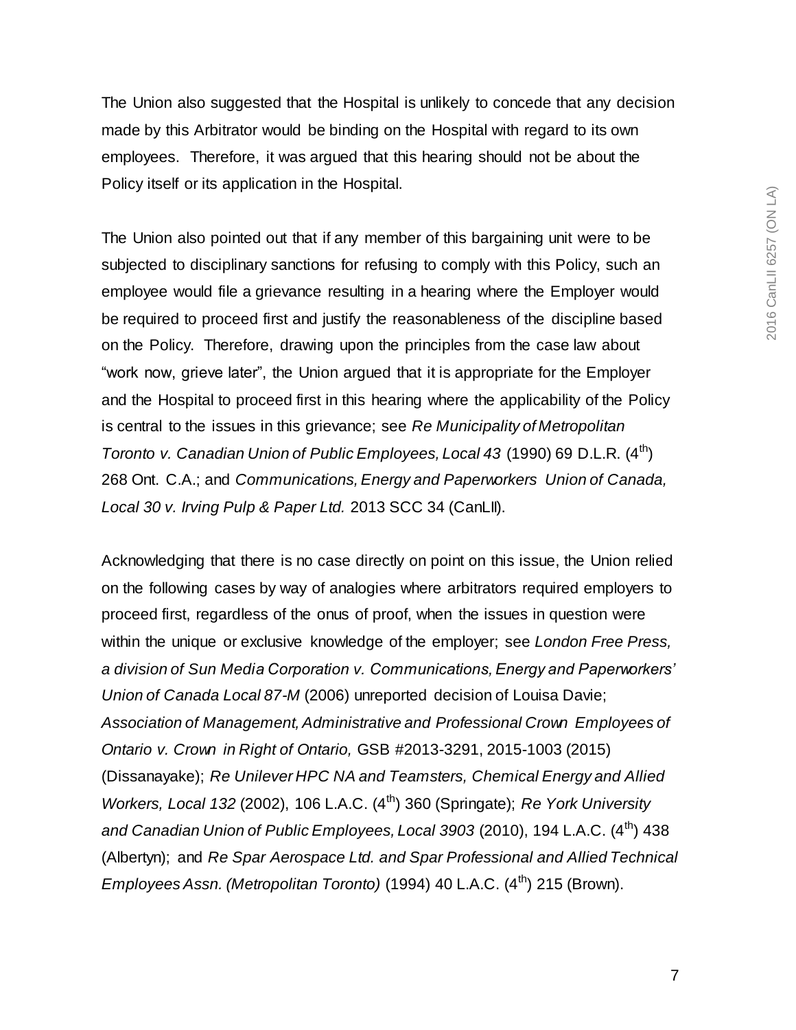The Union also suggested that the Hospital is unlikely to concede that any decision made by this Arbitrator would be binding on the Hospital with regard to its own employees. Therefore, it was argued that this hearing should not be about the Policy itself or its application in the Hospital.

The Union also pointed out that if any member of this bargaining unit were to be subjected to disciplinary sanctions for refusing to comply with this Policy, such an employee would file a grievance resulting in a hearing where the Employer would be required to proceed first and justify the reasonableness of the discipline based on the Policy. Therefore, drawing upon the principles from the case law about "work now, grieve later", the Union argued that it is appropriate for the Employer and the Hospital to proceed first in this hearing where the applicability of the Policy is central to the issues in this grievance; see *Re Municipality of Metropolitan Toronto v. Canadian Union of Public Employees, Local 43* (1990) 69 D.L.R. (4th) 268 Ont. C.A.; and *Communications, Energy and Paperworkers Union of Canada, Local 30 v. Irving Pulp & Paper Ltd.* 2013 SCC 34 (CanLII).

Acknowledging that there is no case directly on point on this issue, the Union relied on the following cases by way of analogies where arbitrators required employers to proceed first, regardless of the onus of proof, when the issues in question were within the unique or exclusive knowledge of the employer; see *London Free Press, a division of Sun Media Corporation v. Communications, Energy and Paperworkers' Union of Canada Local 87-M* (2006) unreported decision of Louisa Davie; *Association of Management, Administrative and Professional Crown Employees of Ontario v. Crown in Right of Ontario,* GSB #2013-3291, 2015-1003 (2015) (Dissanayake); *Re Unilever HPC NA and Teamsters, Chemical Energy and Allied Workers, Local 132* (2002), 106 L.A.C. (4th) 360 (Springate); *Re York University and Canadian Union of Public Employees, Local 3903* (2010), 194 L.A.C. (4th) 438 (Albertyn); and *Re Spar Aerospace Ltd. and Spar Professional and Allied Technical Employees Assn. (Metropolitan Toronto)* (1994) 40 L.A.C. (4th) 215 (Brown).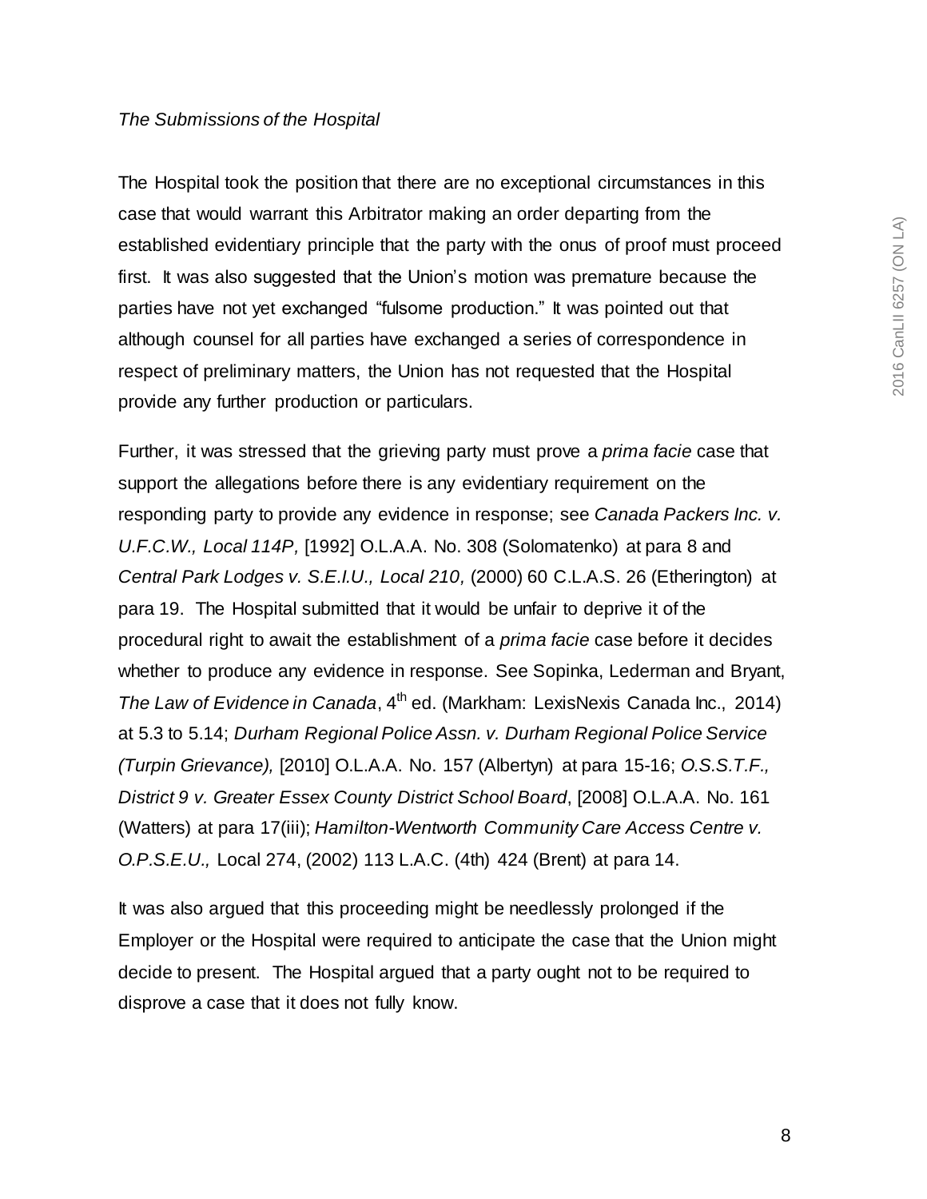*The Submissions of the Hospital*

The Hospital took the position that there are no exceptional circumstances in this case that would warrant this Arbitrator making an order departing from the established evidentiary principle that the party with the onus of proof must proceed first. It was also suggested that the Union's motion was premature because the parties have not yet exchanged "fulsome production." It was pointed out that although counsel for all parties have exchanged a series of correspondence in respect of preliminary matters, the Union has not requested that the Hospital provide any further production or particulars.

Further, it was stressed that the grieving party must prove a *prima facie* case that support the allegations before there is any evidentiary requirement on the responding party to provide any evidence in response; see *Canada Packers Inc. v. U.F.C.W., Local 114P,* [1992] O.L.A.A. No. 308 (Solomatenko) at para 8 and *Central Park Lodges v. S.E.I.U., Local 210,* (2000) 60 C.L.A.S. 26 (Etherington) at para 19. The Hospital submitted that it would be unfair to deprive it of the procedural right to await the establishment of a *prima facie* case before it decides whether to produce any evidence in response. See Sopinka, Lederman and Bryant, *The Law of Evidence in Canada*, 4th ed. (Markham: LexisNexis Canada Inc., 2014) at 5.3 to 5.14; *Durham Regional Police Assn. v. Durham Regional Police Service (Turpin Grievance),* [2010] O.L.A.A. No. 157 (Albertyn) at para 15-16; *O.S.S.T.F., District 9 v. Greater Essex County District School Board*, [2008] O.L.A.A. No. 161 (Watters) at para 17(iii); *Hamilton-Wentworth Community Care Access Centre v. O.P.S.E.U.,* Local 274, (2002) 113 L.A.C. (4th) 424 (Brent) at para 14.

It was also argued that this proceeding might be needlessly prolonged if the Employer or the Hospital were required to anticipate the case that the Union might decide to present. The Hospital argued that a party ought not to be required to disprove a case that it does not fully know.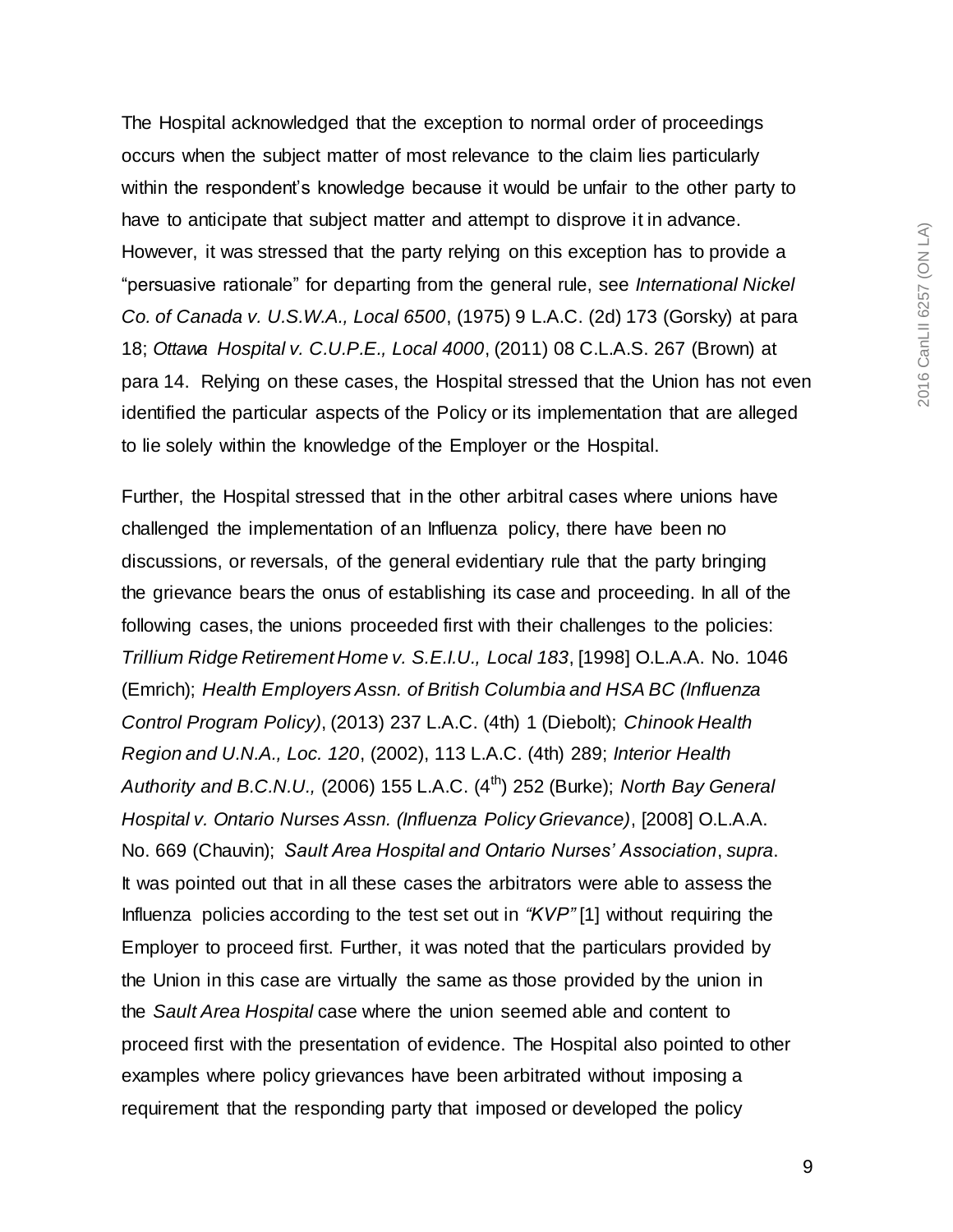The Hospital acknowledged that the exception to normal order of proceedings occurs when the subject matter of most relevance to the claim lies particularly within the respondent's knowledge because it would be unfair to the other party to have to anticipate that subject matter and attempt to disprove it in advance. However, it was stressed that the party relying on this exception has to provide a "persuasive rationale" for departing from the general rule, see *International Nickel Co. of Canada v. U.S.W.A., Local 6500*, (1975) 9 L.A.C. (2d) 173 (Gorsky) at para 18; *Ottawa Hospital v. C.U.P.E., Local 4000*, (2011) 08 C.L.A.S. 267 (Brown) at para 14. Relying on these cases, the Hospital stressed that the Union has not even identified the particular aspects of the Policy or its implementation that are alleged to lie solely within the knowledge of the Employer or the Hospital.

Further, the Hospital stressed that in the other arbitral cases where unions have challenged the implementation of an Influenza policy, there have been no discussions, or reversals, of the general evidentiary rule that the party bringing the grievance bears the onus of establishing its case and proceeding. In all of the following cases, the unions proceeded first with their challenges to the policies: *Trillium Ridge Retirement Home v. S.E.I.U., Local 183*, [1998] O.L.A.A. No. 1046 (Emrich); *Health Employers Assn. of British Columbia and HSA BC (Influenza Control Program Policy)*, (2013) 237 L.A.C. (4th) 1 (Diebolt); *Chinook Health Region and U.N.A., Loc. 120*, (2002), 113 L.A.C. (4th) 289; *Interior Health Authority and B.C.N.U.,* (2006) 155 L.A.C. (4th) 252 (Burke); *North Bay General Hospital v. Ontario Nurses Assn. (Influenza Policy Grievance)*, [2008] O.L.A.A. No. 669 (Chauvin); *Sault Area Hospital and Ontario Nurses' Association*, *supra*. It was pointed out that in all these cases the arbitrators were able to assess the Influenza policies according to the test set out in *"KVP"* [1] without requiring the Employer to proceed first. Further, it was noted that the particulars provided by the Union in this case are virtually the same as those provided by the union in the *Sault Area Hospital* case where the union seemed able and content to proceed first with the presentation of evidence. The Hospital also pointed to other examples where policy grievances have been arbitrated without imposing a requirement that the responding party that imposed or developed the policy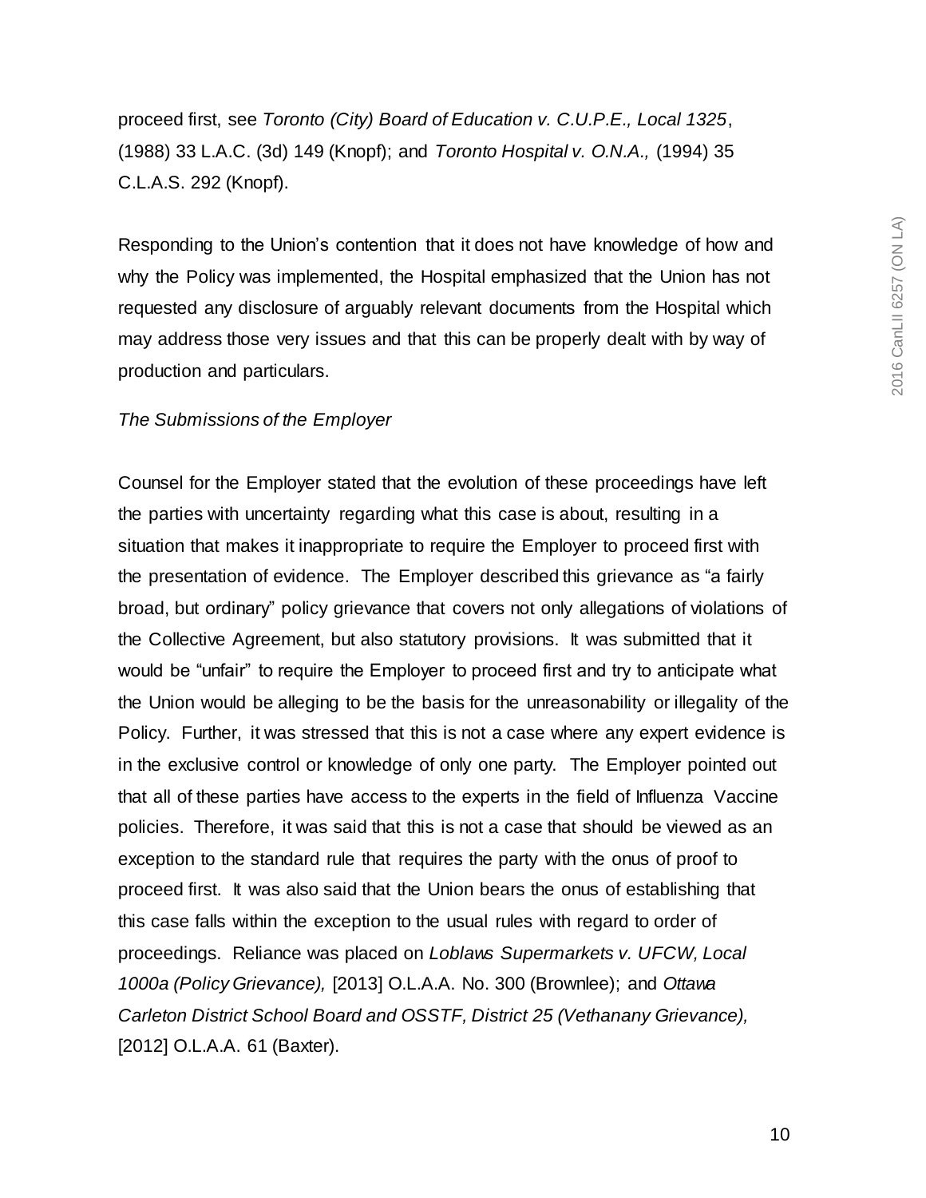proceed first, see *Toronto (City) Board of Education v. C.U.P.E., Local 1325*, (1988) 33 L.A.C. (3d) 149 (Knopf); and *Toronto Hospital v. O.N.A.,* (1994) 35 C.L.A.S. 292 (Knopf).

Responding to the Union's contention that it does not have knowledge of how and why the Policy was implemented, the Hospital emphasized that the Union has not requested any disclosure of arguably relevant documents from the Hospital which may address those very issues and that this can be properly dealt with by way of production and particulars.

*The Submissions of the Employer*

Counsel for the Employer stated that the evolution of these proceedings have left the parties with uncertainty regarding what this case is about, resulting in a situation that makes it inappropriate to require the Employer to proceed first with the presentation of evidence. The Employer described this grievance as "a fairly broad, but ordinary" policy grievance that covers not only allegations of violations of the Collective Agreement, but also statutory provisions. It was submitted that it would be "unfair" to require the Employer to proceed first and try to anticipate what the Union would be alleging to be the basis for the unreasonability or illegality of the Policy. Further, it was stressed that this is not a case where any expert evidence is in the exclusive control or knowledge of only one party. The Employer pointed out that all of these parties have access to the experts in the field of Influenza Vaccine policies. Therefore, it was said that this is not a case that should be viewed as an exception to the standard rule that requires the party with the onus of proof to proceed first. It was also said that the Union bears the onus of establishing that this case falls within the exception to the usual rules with regard to order of proceedings. Reliance was placed on *Loblaws Supermarkets v. UFCW, Local 1000a (Policy Grievance),* [2013] O.L.A.A. No. 300 (Brownlee); and *Ottawa Carleton District School Board and OSSTF, District 25 (Vethanany Grievance),* [2012] O.L.A.A. 61 (Baxter).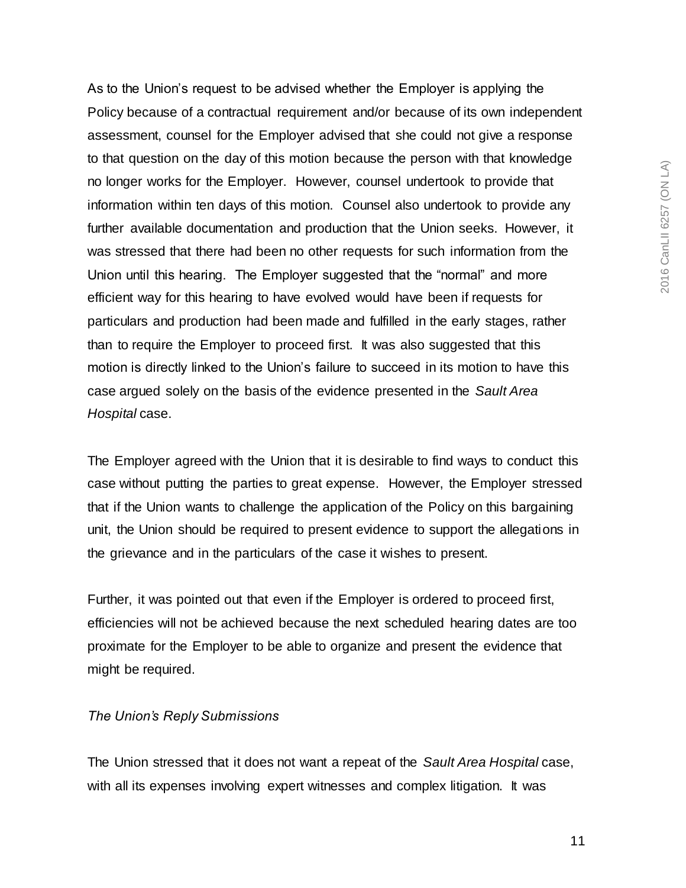As to the Union's request to be advised whether the Employer is applying the Policy because of a contractual requirement and/or because of its own independent assessment, counsel for the Employer advised that she could not give a response to that question on the day of this motion because the person with that knowledge no longer works for the Employer. However, counsel undertook to provide that information within ten days of this motion. Counsel also undertook to provide any further available documentation and production that the Union seeks. However, it was stressed that there had been no other requests for such information from the Union until this hearing. The Employer suggested that the "normal" and more efficient way for this hearing to have evolved would have been if requests for particulars and production had been made and fulfilled in the early stages, rather than to require the Employer to proceed first. It was also suggested that this motion is directly linked to the Union's failure to succeed in its motion to have this case argued solely on the basis of the evidence presented in the *Sault Area Hospital* case.

The Employer agreed with the Union that it is desirable to find ways to conduct this case without putting the parties to great expense. However, the Employer stressed that if the Union wants to challenge the application of the Policy on this bargaining unit, the Union should be required to present evidence to support the allegations in the grievance and in the particulars of the case it wishes to present.

Further, it was pointed out that even if the Employer is ordered to proceed first, efficiencies will not be achieved because the next scheduled hearing dates are too proximate for the Employer to be able to organize and present the evidence that might be required.

*The Union's Reply Submissions*

The Union stressed that it does not want a repeat of the *Sault Area Hospital* case, with all its expenses involving expert witnesses and complex litigation. It was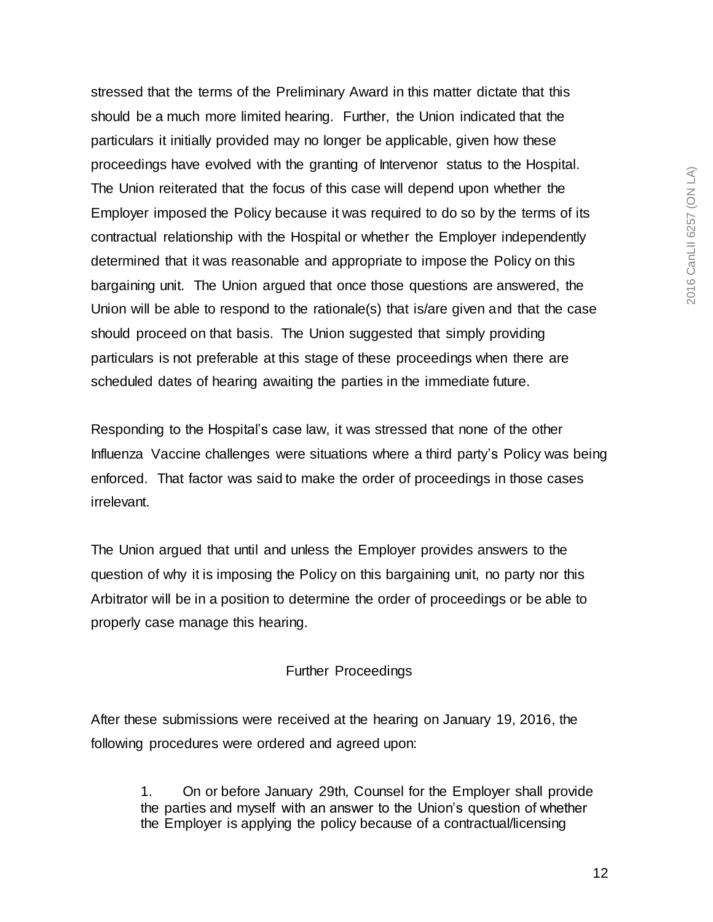stressed that the terms of the Preliminary Award in this matter dictate that this should be a much more limited hearing. Further, the Union indicated that the particulars it initially provided may no longer be applicable, given how these proceedings have evolved with the granting of Intervenor status to the Hospital. The Union reiterated that the focus of this case will depend upon whether the Employer imposed the Policy because it was required to do so by the terms of its contractual relationship with the Hospital or whether the Employer independently determined that it was reasonable and appropriate to impose the Policy on this bargaining unit. The Union argued that once those questions are answered, the Union will be able to respond to the rationale(s) that is/are given and that the case should proceed on that basis. The Union suggested that simply providing particulars is not preferable at this stage of these proceedings when there are scheduled dates of hearing awaiting the parties in the immediate future.

Responding to the Hospital's case law, it was stressed that none of the other Influenza Vaccine challenges were situations where a third party's Policy was being enforced. That factor was said to make the order of proceedings in those cases irrelevant.

The Union argued that until and unless the Employer provides answers to the question of why it is imposing the Policy on this bargaining unit, no party nor this Arbitrator will be in a position to determine the order of proceedings or be able to properly case manage this hearing.

## Further Proceedings

After these submissions were received at the hearing on January 19, 2016, the following procedures were ordered and agreed upon:

> 1. On or before January 29th, Counsel for the Employer shall provide the parties and myself with an answer to the Union's question of whether the Employer is applying the policy because of a contractual/licensing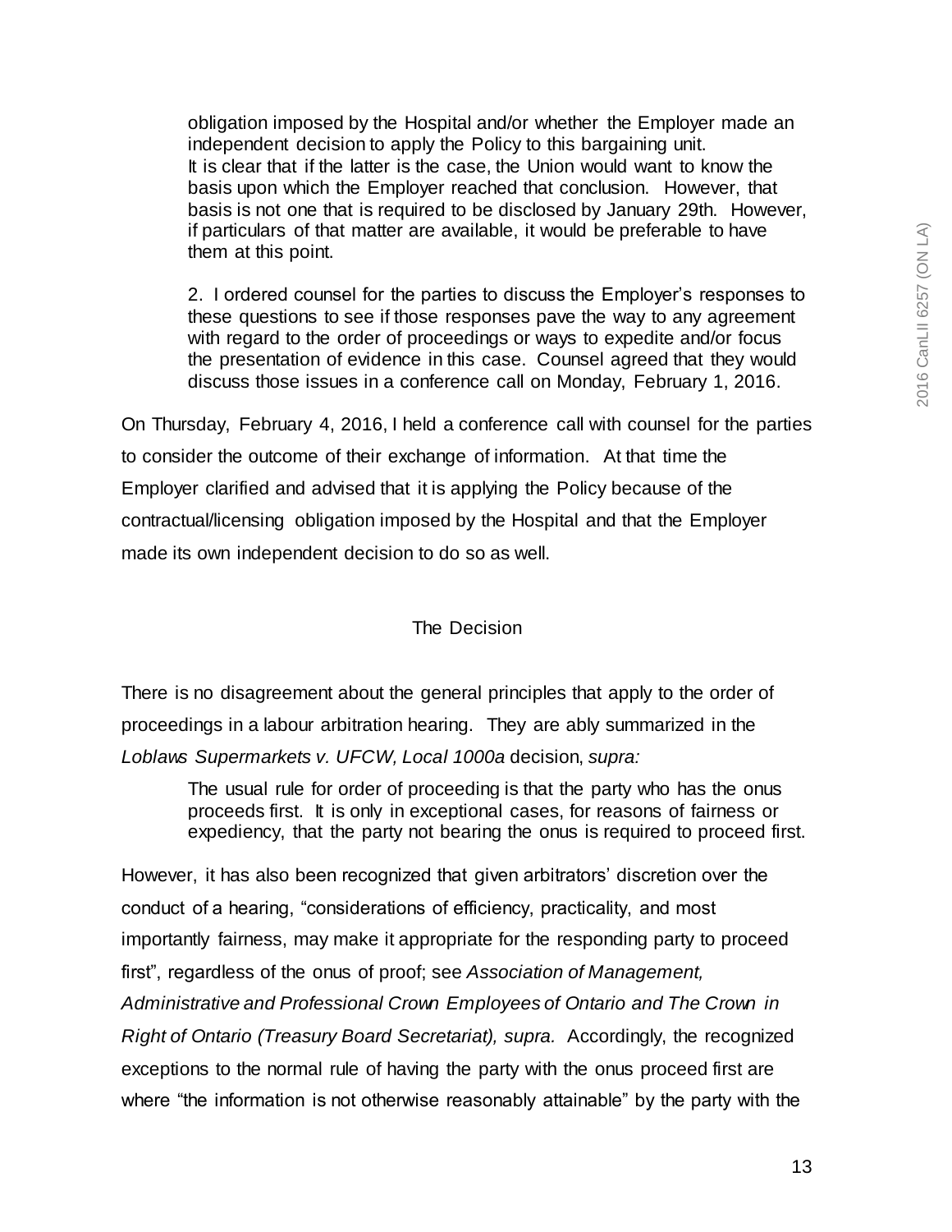> obligation imposed by the Hospital and/or whether the Employer made an independent decision to apply the Policy to this bargaining unit. It is clear that if the latter is the case, the Union would want to know the basis upon which the Employer reached that conclusion. However, that basis is not one that is required to be disclosed by January 29th. However, if particulars of that matter are available, it would be preferable to have them at this point.
>
> 2. I ordered counsel for the parties to discuss the Employer's responses to these questions to see if those responses pave the way to any agreement with regard to the order of proceedings or ways to expedite and/or focus the presentation of evidence in this case. Counsel agreed that they would discuss those issues in a conference call on Monday, February 1, 2016.

On Thursday, February 4, 2016, I held a conference call with counsel for the parties to consider the outcome of their exchange of information. At that time the Employer clarified and advised that it is applying the Policy because of the contractual/licensing obligation imposed by the Hospital and that the Employer made its own independent decision to do so as well.

## The Decision

There is no disagreement about the general principles that apply to the order of proceedings in a labour arbitration hearing. They are ably summarized in the *Loblaws Supermarkets v. UFCW, Local 1000a* decision, *supra:*

> The usual rule for order of proceeding is that the party who has the onus proceeds first. It is only in exceptional cases, for reasons of fairness or expediency, that the party not bearing the onus is required to proceed first.

However, it has also been recognized that given arbitrators' discretion over the conduct of a hearing, "considerations of efficiency, practicality, and most importantly fairness, may make it appropriate for the responding party to proceed first", regardless of the onus of proof; see *Association of Management, Administrative and Professional Crown Employees of Ontario and The Crown in Right of Ontario (Treasury Board Secretariat), supra.* Accordingly, the recognized exceptions to the normal rule of having the party with the onus proceed first are where "the information is not otherwise reasonably attainable" by the party with the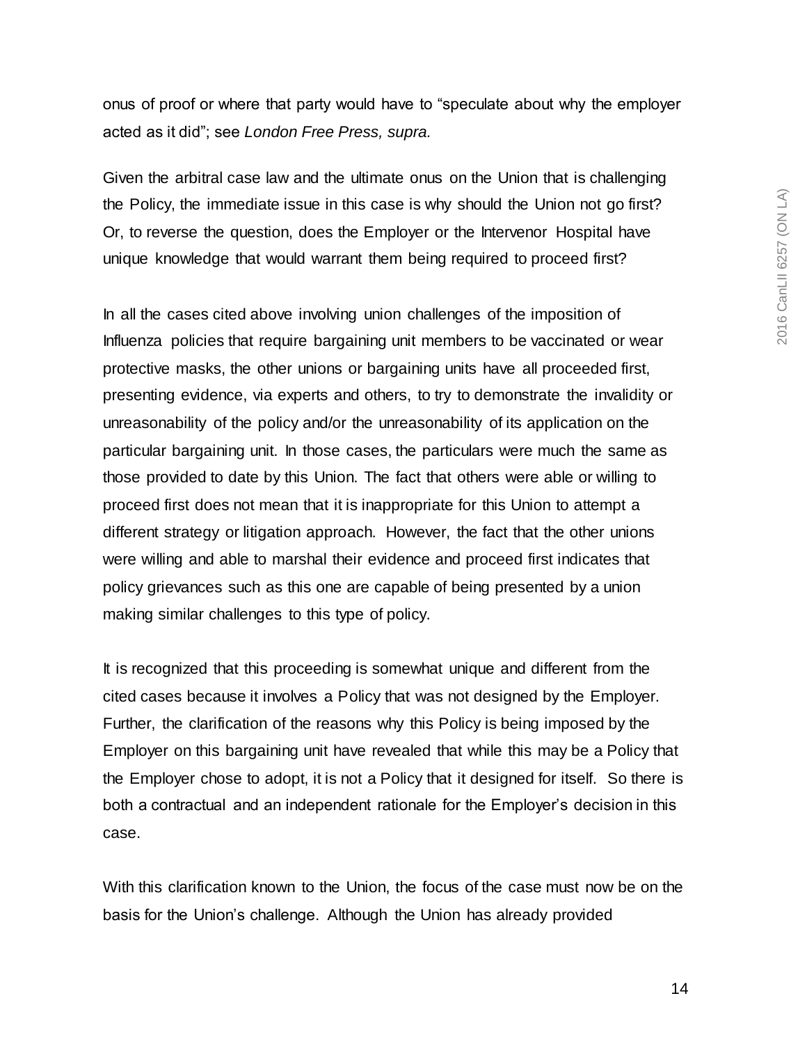onus of proof or where that party would have to "speculate about why the employer acted as it did"; see *London Free Press, supra.*

Given the arbitral case law and the ultimate onus on the Union that is challenging the Policy, the immediate issue in this case is why should the Union not go first? Or, to reverse the question, does the Employer or the Intervenor Hospital have unique knowledge that would warrant them being required to proceed first?

In all the cases cited above involving union challenges of the imposition of Influenza policies that require bargaining unit members to be vaccinated or wear protective masks, the other unions or bargaining units have all proceeded first, presenting evidence, via experts and others, to try to demonstrate the invalidity or unreasonability of the policy and/or the unreasonability of its application on the particular bargaining unit. In those cases, the particulars were much the same as those provided to date by this Union. The fact that others were able or willing to proceed first does not mean that it is inappropriate for this Union to attempt a different strategy or litigation approach. However, the fact that the other unions were willing and able to marshal their evidence and proceed first indicates that policy grievances such as this one are capable of being presented by a union making similar challenges to this type of policy.

It is recognized that this proceeding is somewhat unique and different from the cited cases because it involves a Policy that was not designed by the Employer. Further, the clarification of the reasons why this Policy is being imposed by the Employer on this bargaining unit have revealed that while this may be a Policy that the Employer chose to adopt, it is not a Policy that it designed for itself. So there is both a contractual and an independent rationale for the Employer's decision in this case.

With this clarification known to the Union, the focus of the case must now be on the basis for the Union's challenge. Although the Union has already provided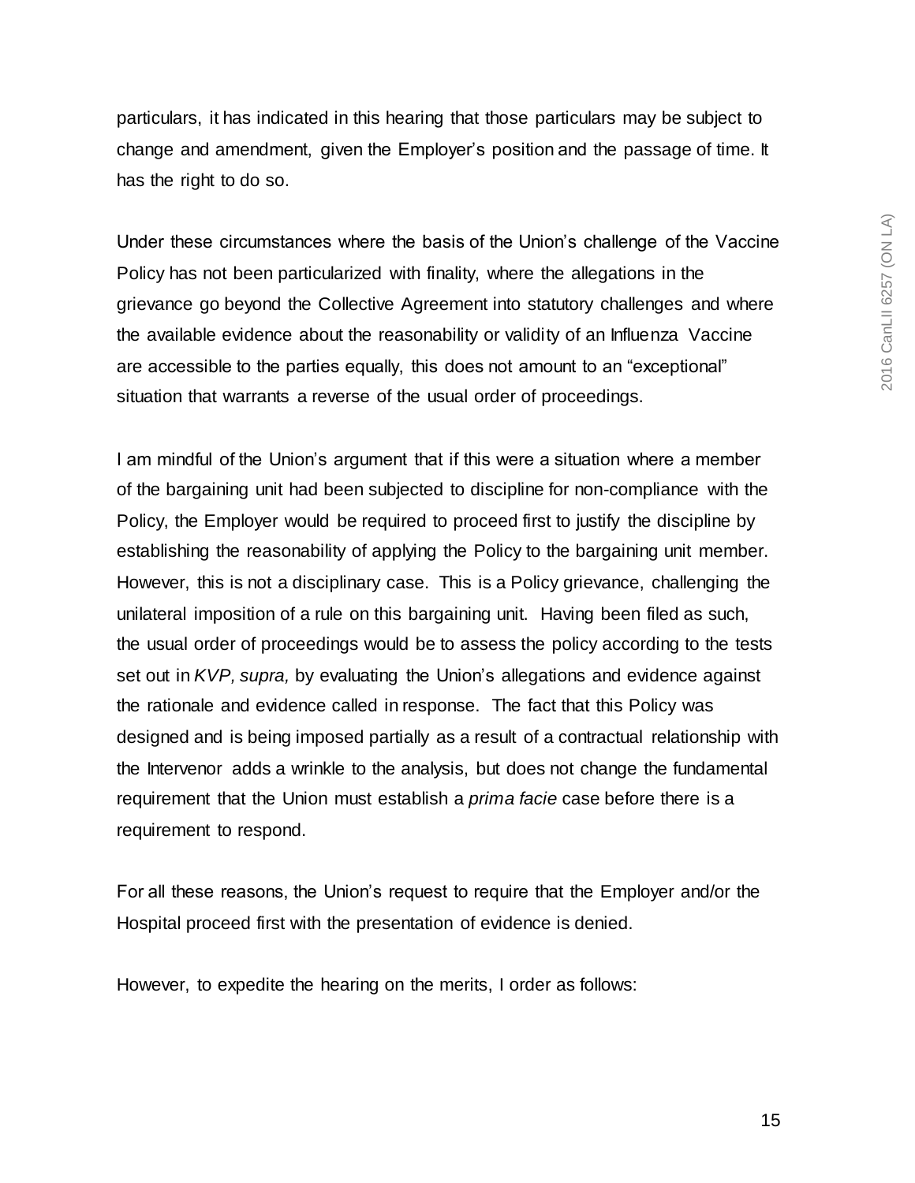particulars, it has indicated in this hearing that those particulars may be subject to change and amendment, given the Employer's position and the passage of time. It has the right to do so.

Under these circumstances where the basis of the Union's challenge of the Vaccine Policy has not been particularized with finality, where the allegations in the grievance go beyond the Collective Agreement into statutory challenges and where the available evidence about the reasonability or validity of an Influenza Vaccine are accessible to the parties equally, this does not amount to an "exceptional" situation that warrants a reverse of the usual order of proceedings.

I am mindful of the Union's argument that if this were a situation where a member of the bargaining unit had been subjected to discipline for non-compliance with the Policy, the Employer would be required to proceed first to justify the discipline by establishing the reasonability of applying the Policy to the bargaining unit member. However, this is not a disciplinary case. This is a Policy grievance, challenging the unilateral imposition of a rule on this bargaining unit. Having been filed as such, the usual order of proceedings would be to assess the policy according to the tests set out in *KVP, supra,* by evaluating the Union's allegations and evidence against the rationale and evidence called in response. The fact that this Policy was designed and is being imposed partially as a result of a contractual relationship with the Intervenor adds a wrinkle to the analysis, but does not change the fundamental requirement that the Union must establish a *prima facie* case before there is a requirement to respond.

For all these reasons, the Union's request to require that the Employer and/or the Hospital proceed first with the presentation of evidence is denied.

However, to expedite the hearing on the merits, I order as follows: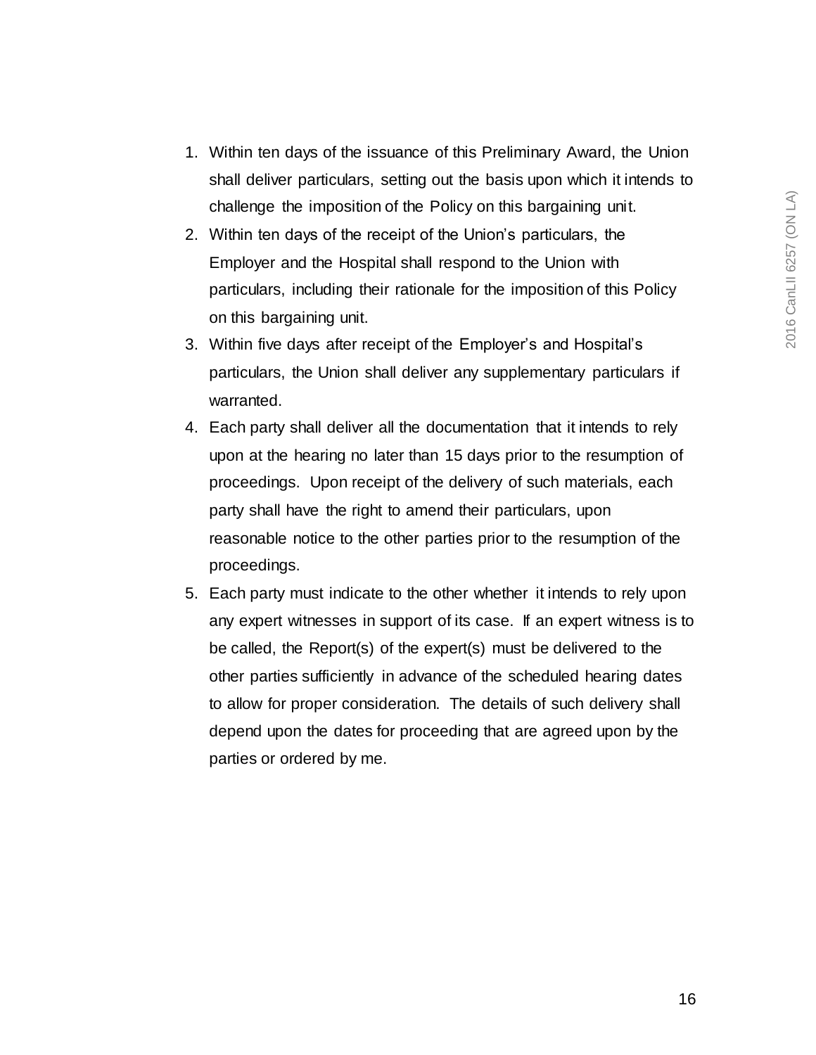1. Within ten days of the issuance of this Preliminary Award, the Union shall deliver particulars, setting out the basis upon which it intends to challenge the imposition of the Policy on this bargaining unit.
2. Within ten days of the receipt of the Union's particulars, the Employer and the Hospital shall respond to the Union with particulars, including their rationale for the imposition of this Policy on this bargaining unit.
3. Within five days after receipt of the Employer's and Hospital's particulars, the Union shall deliver any supplementary particulars if warranted.
4. Each party shall deliver all the documentation that it intends to rely upon at the hearing no later than 15 days prior to the resumption of proceedings. Upon receipt of the delivery of such materials, each party shall have the right to amend their particulars, upon reasonable notice to the other parties prior to the resumption of the proceedings.
5. Each party must indicate to the other whether it intends to rely upon any expert witnesses in support of its case. If an expert witness is to be called, the Report(s) of the expert(s) must be delivered to the other parties sufficiently in advance of the scheduled hearing dates to allow for proper consideration. The details of such delivery shall depend upon the dates for proceeding that are agreed upon by the parties or ordered by me.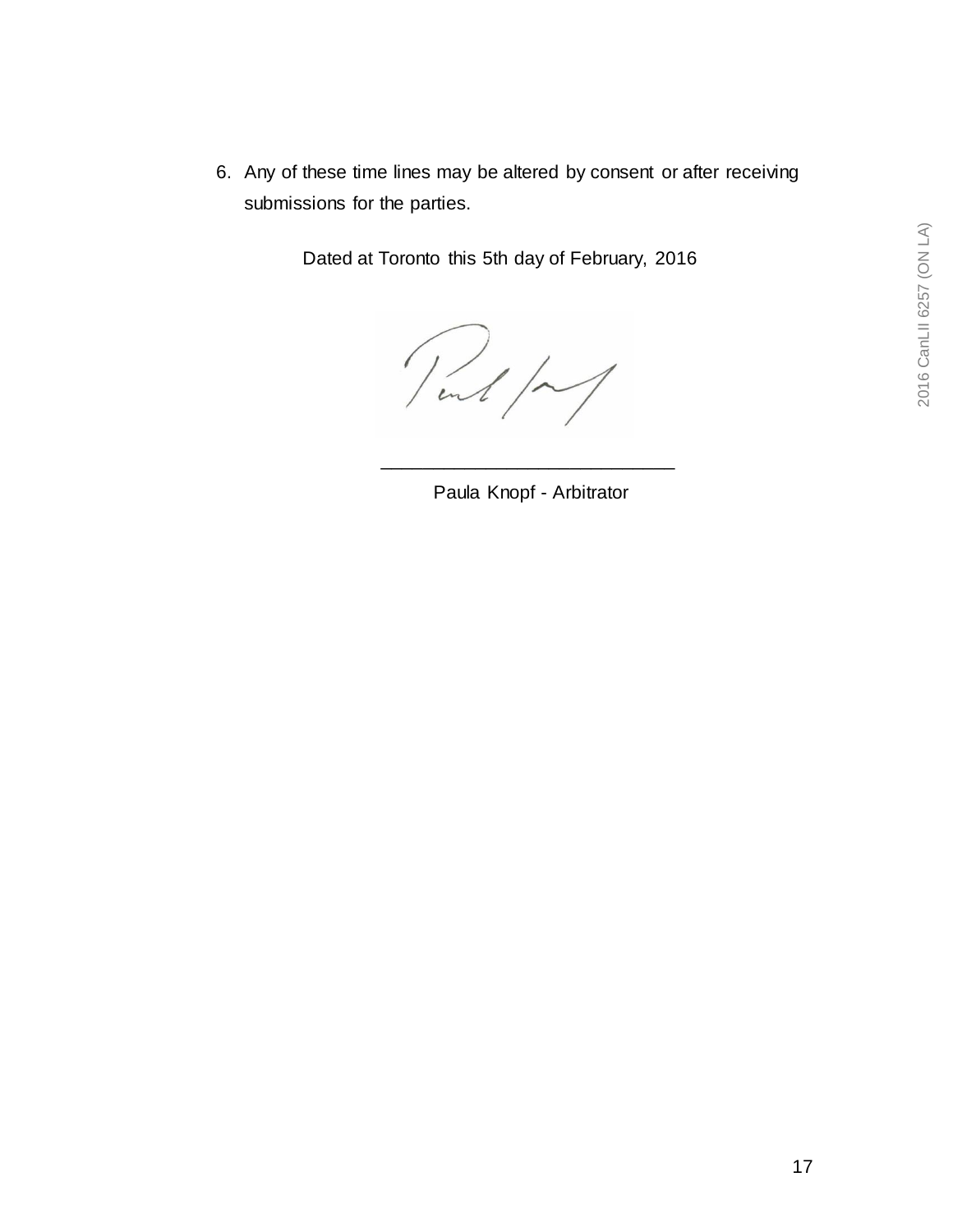6. Any of these time lines may be altered by consent or after receiving submissions for the parties.

Dated at Toronto this 5th day of February, 2016

\_\_\_\_\_\_\_\_\_\_\_\_\_\_\_\_\_\_\_\_\_\_\_\_\_\_\_\_\_\_

Paula Knopf - Arbitrator